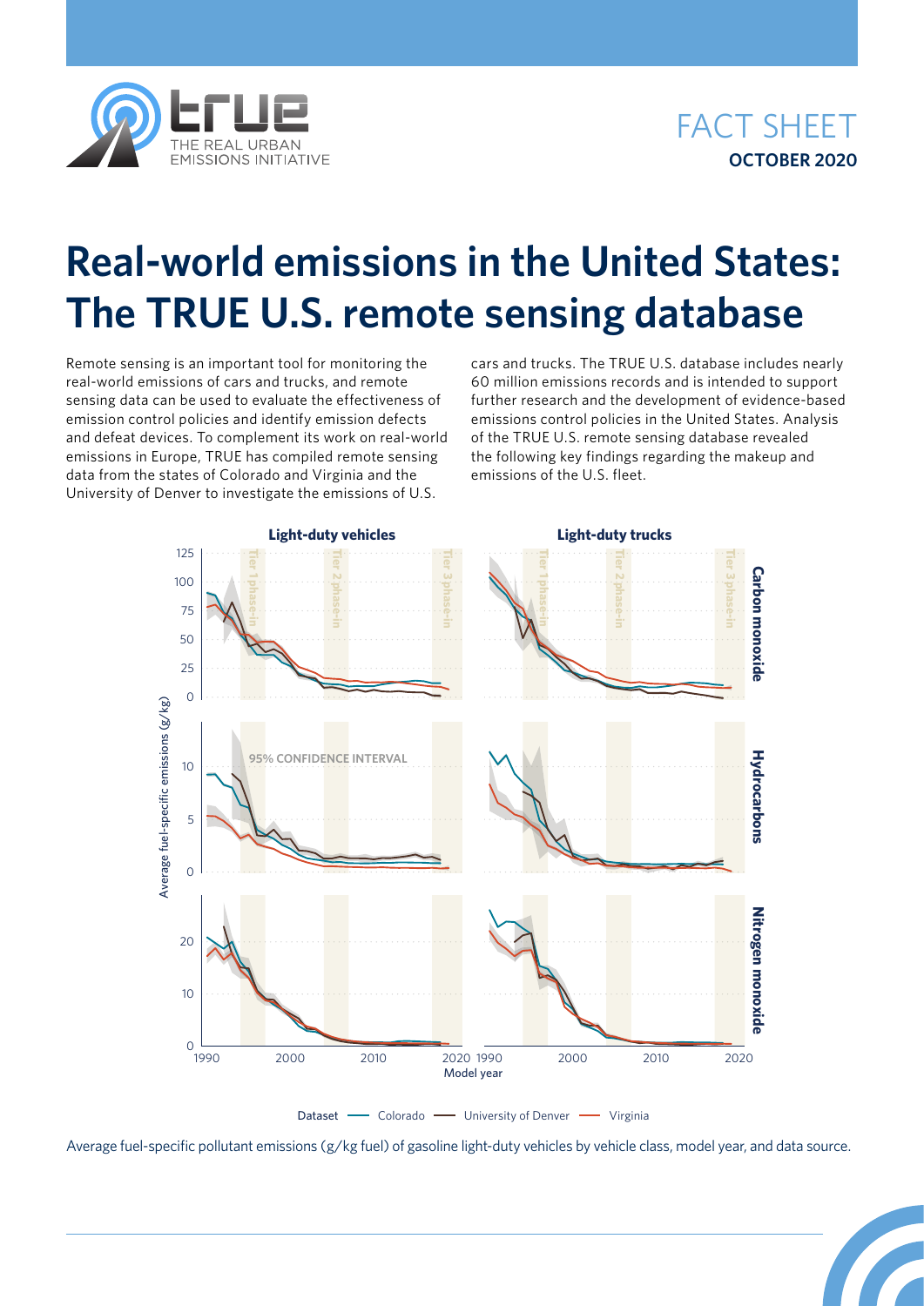FACT SHEET
**OCTOBER 2020**

# Real-world emissions in the United States: The TRUE U.S. remote sensing database

Remote sensing is an important tool for monitoring the real-world emissions of cars and trucks, and remote sensing data can be used to evaluate the effectiveness of emission control policies and identify emission defects and defeat devices. To complement its work on real-world emissions in Europe, TRUE has compiled remote sensing data from the states of Colorado and Virginia and the University of Denver to investigate the emissions of U.S. cars and trucks. The TRUE U.S. database includes nearly 60 million emissions records and is intended to support further research and the development of evidence-based emissions control policies in the United States. Analysis of the TRUE U.S. remote sensing database revealed the following key findings regarding the makeup and emissions of the U.S. fleet.

Average fuel-specific pollutant emissions (g/kg fuel) of gasoline light-duty vehicles by vehicle class, model year, and data source.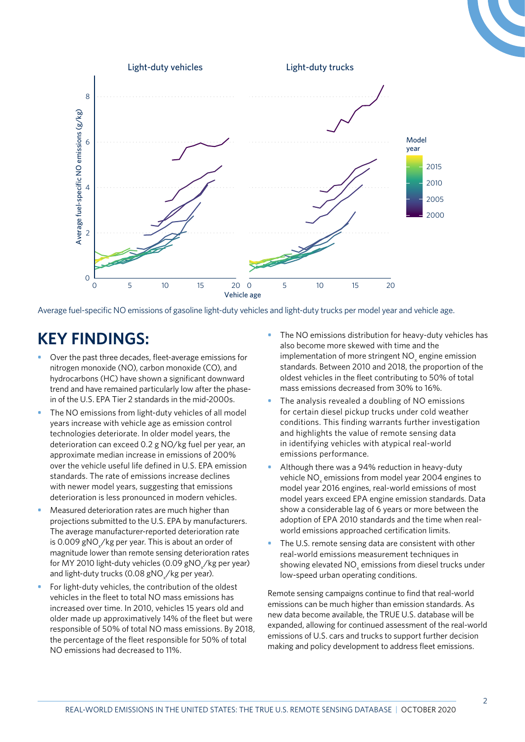Average fuel-specific NO emissions of gasoline light-duty vehicles and light-duty trucks per model year and vehicle age.

## KEY FINDINGS:

- Over the past three decades, fleet-average emissions for nitrogen monoxide (NO), carbon monoxide (CO), and hydrocarbons (HC) have shown a significant downward trend and have remained particularly low after the phase-in of the U.S. EPA Tier 2 standards in the mid-2000s.
- The NO emissions from light-duty vehicles of all model years increase with vehicle age as emission control technologies deteriorate. In older model years, the deterioration can exceed 0.2 g NO/kg fuel per year, an approximate median increase in emissions of 200% over the vehicle useful life defined in U.S. EPA emission standards. The rate of emissions increase declines with newer model years, suggesting that emissions deterioration is less pronounced in modern vehicles.
- Measured deterioration rates are much higher than projections submitted to the U.S. EPA by manufacturers. The average manufacturer-reported deterioration rate is 0.009 $gNO_x$/kg per year. This is about an order of magnitude lower than remote sensing deterioration rates for MY 2010 light-duty vehicles (0.09 $gNO_x$/kg per year) and light-duty trucks (0.08 $gNO_x$/kg per year).
- For light-duty vehicles, the contribution of the oldest vehicles in the fleet to total NO mass emissions has increased over time. In 2010, vehicles 15 years old and older made up approximatively 14% of the fleet but were responsible of 50% of total NO mass emissions. By 2018, the percentage of the fleet responsible for 50% of total NO emissions had decreased to 11%.
- The NO emissions distribution for heavy-duty vehicles has also become more skewed with time and the implementation of more stringent $NO_x$ engine emission standards. Between 2010 and 2018, the proportion of the oldest vehicles in the fleet contributing to 50% of total mass emissions decreased from 30% to 16%.
- The analysis revealed a doubling of NO emissions for certain diesel pickup trucks under cold weather conditions. This finding warrants further investigation and highlights the value of remote sensing data in identifying vehicles with atypical real-world emissions performance.
- Although there was a 94% reduction in heavy-duty vehicle $NO_x$ emissions from model year 2004 engines to model year 2016 engines, real-world emissions of most model years exceed EPA engine emission standards. Data show a considerable lag of 6 years or more between the adoption of EPA 2010 standards and the time when real-world emissions approached certification limits.
- The U.S. remote sensing data are consistent with other real-world emissions measurement techniques in showing elevated $NO_x$ emissions from diesel trucks under low-speed urban operating conditions.

Remote sensing campaigns continue to find that real-world emissions can be much higher than emission standards. As new data become available, the TRUE U.S. database will be expanded, allowing for continued assessment of the real-world emissions of U.S. cars and trucks to support further decision making and policy development to address fleet emissions.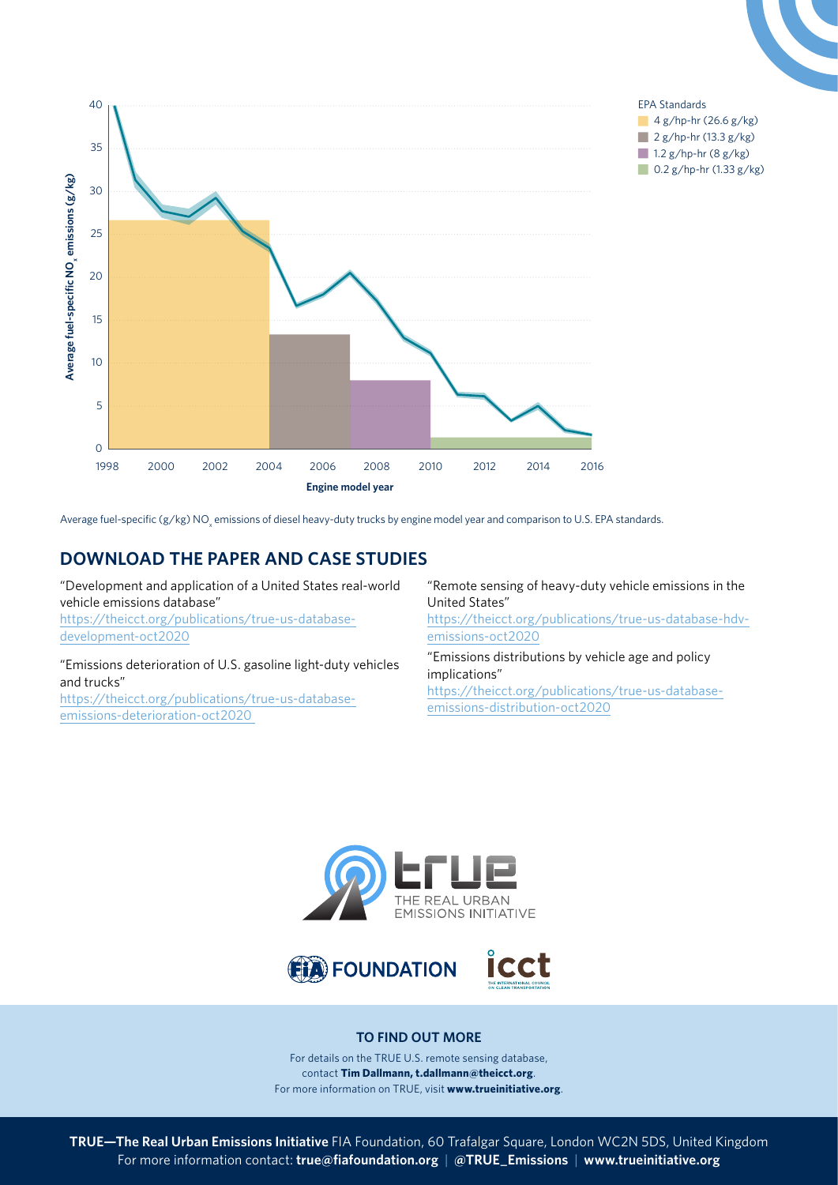40
35
30
25
20
15
10
5
0

Average fuel-specific $NO_x$ emissions (g/kg)

1998 2000 2002 2004 2006 2008 2010 2012 2014 2016

Engine model year

EPA Standards
4 g/hp-hr (26.6 g/kg)
2 g/hp-hr (13.3 g/kg)
1.2 g/hp-hr (8 g/kg)
0.2 g/hp-hr (1.33 g/kg)

Average fuel-specific (g/kg) $NO_x$ emissions of diesel heavy-duty trucks by engine model year and comparison to U.S. EPA standards.

## DOWNLOAD THE PAPER AND CASE STUDIES

"Development and application of a United States real-world vehicle emissions database"
https://theicct.org/publications/true-us-database-development-oct2020

"Emissions deterioration of U.S. gasoline light-duty vehicles and trucks"
https://theicct.org/publications/true-us-database-emissions-deterioration-oct2020

"Remote sensing of heavy-duty vehicle emissions in the United States"
https://theicct.org/publications/true-us-database-hdv-emissions-oct2020

"Emissions distributions by vehicle age and policy implications"
https://theicct.org/publications/true-us-database-emissions-distribution-oct2020

TRUE THE REAL URBAN EMISSIONS INITIATIVE

FIA FOUNDATION

icct THE INTERNATIONAL COUNCIL ON CLEAN TRANSPORTATION

**TO FIND OUT MORE**

For details on the TRUE U.S. remote sensing database, contact **Tim Dallmann, t.dallmann@theicct.org**.
For more information on TRUE, visit **www.trueinitiative.org**.

**TRUE—The Real Urban Emissions Initiative** FIA Foundation, 60 Trafalgar Square, London WC2N 5DS, United Kingdom
For more information contact: **true@fiafoundation.org** | **@TRUE_Emissions** | **www.trueinitiative.org**